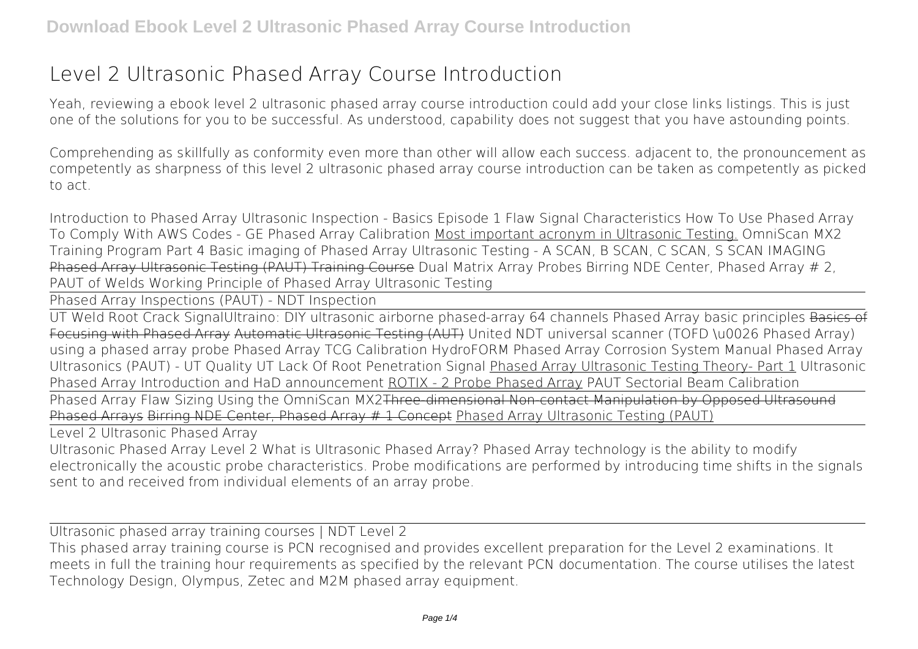# Level 2 Ultrasonic Phased Array Course Introduction

Yeah, reviewing a ebook level 2 ultrasonic phased array course introduction could add your close links listings. This is just one of the solutions for you to be successful. As understood, capability does not suggest that you have astounding points.

Comprehending as skillfully as conformity even more than other will allow each success. adjacent to, the pronouncement as competently as sharpness of this level 2 ultrasonic phased array course introduction can be taken as competently as picked to act.

Introduction to Phased Array Ultrasonic Inspection - Basics Episode 1 Flaw Signal Characteristics How To Use Phased Array To Comply With AWS Codes - GE Phased Array Calibration Most important acronym in Ultrasonic Testing. OmniScan MX2 Training Program Part 4 Basic imaging of Phased Array Ultrasonic Testing - A SCAN, B SCAN, C SCAN, S SCAN IMAGING Phased Array Ultrasonic Testing (PAUT) Training Course Dual Matrix Array Probes Birring NDE Center, Phased Array # 2, PAUT of Welds Working Principle of Phased Array Ultrasonic Testing

Phased Array Inspections (PAUT) - NDT Inspection

UT Weld Root Crack SignalUltraino: DIY ultrasonic airborne phased-array 64 channels Phased Array basic principles Basics of Focusing with Phased Array Automatic Ultrasonic Testing (AUT) United NDT universal scanner (TOFD \u0026 Phased Array) using a phased array probe Phased Array TCG Calibration HydroFORM Phased Array Corrosion System Manual Phased Array Ultrasonics (PAUT) - UT Quality UT Lack Of Root Penetration Signal Phased Array Ultrasonic Testing Theory- Part 1 Ultrasonic Phased Array Introduction and HaD announcement ROTIX - 2 Probe Phased Array PAUT Sectorial Beam Calibration

Phased Array Flaw Sizing Using the OmniScan MX2Three-dimensional Non-contact Manipulation by Opposed Ultrasound Phased Arrays Birring NDE Center, Phased Array # 1 Concept Phased Array Ultrasonic Testing (PAUT)

Level 2 Ultrasonic Phased Array

Ultrasonic Phased Array Level 2 What is Ultrasonic Phased Array? Phased Array technology is the ability to modify electronically the acoustic probe characteristics. Probe modifications are performed by introducing time shifts in the signals sent to and received from individual elements of an array probe.

Ultrasonic phased array training courses | NDT Level 2

This phased array training course is PCN recognised and provides excellent preparation for the Level 2 examinations. It meets in full the training hour requirements as specified by the relevant PCN documentation. The course utilises the latest Technology Design, Olympus, Zetec and M2M phased array equipment.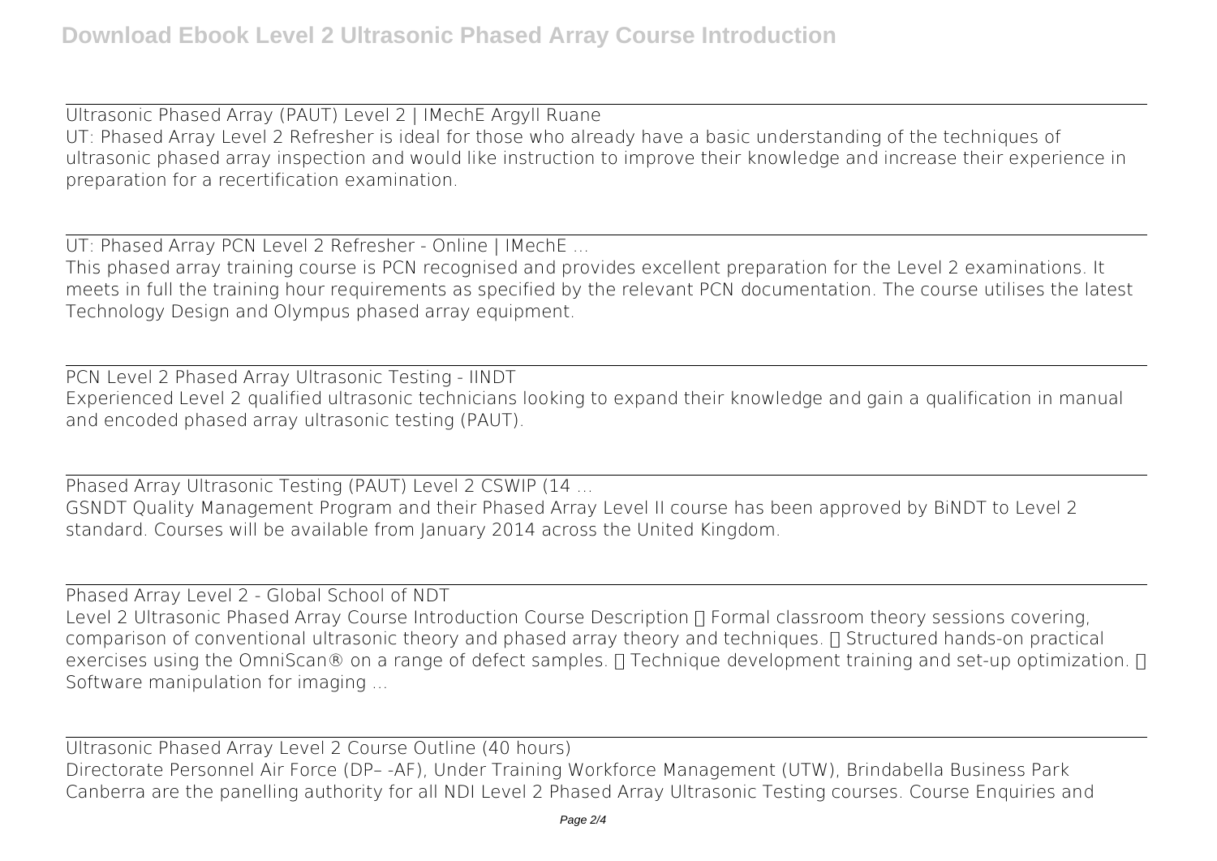Ultrasonic Phased Array (PAUT) Level 2 | IMechE Argyll Ruane

UT: Phased Array Level 2 Refresher is ideal for those who already have a basic understanding of the techniques of ultrasonic phased array inspection and would like instruction to improve their knowledge and increase their experience in preparation for a recertification examination.

UT: Phased Array PCN Level 2 Refresher - Online | IMechE ...

This phased array training course is PCN recognised and provides excellent preparation for the Level 2 examinations. It meets in full the training hour requirements as specified by the relevant PCN documentation. The course utilises the latest Technology Design and Olympus phased array equipment.

PCN Level 2 Phased Array Ultrasonic Testing - IINDT

Experienced Level 2 qualified ultrasonic technicians looking to expand their knowledge and gain a qualification in manual and encoded phased array ultrasonic testing (PAUT).

Phased Array Ultrasonic Testing (PAUT) Level 2 CSWIP (14 ...

GSNDT Quality Management Program and their Phased Array Level II course has been approved by BiNDT to Level 2 standard. Courses will be available from January 2014 across the United Kingdom.

Phased Array Level 2 - Global School of NDT

Level 2 Ultrasonic Phased Array Course Introduction Course Description  Formal classroom theory sessions covering, comparison of conventional ultrasonic theory and phased array theory and techniques.  Structured hands-on practical exercises using the OmniScan® on a range of defect samples.  Technique development training and set-up optimization.  Software manipulation for imaging ...

Ultrasonic Phased Array Level 2 Course Outline (40 hours)

Directorate Personnel Air Force (DP– -AF), Under Training Workforce Management (UTW), Brindabella Business Park Canberra are the panelling authority for all NDI Level 2 Phased Array Ultrasonic Testing courses. Course Enquiries and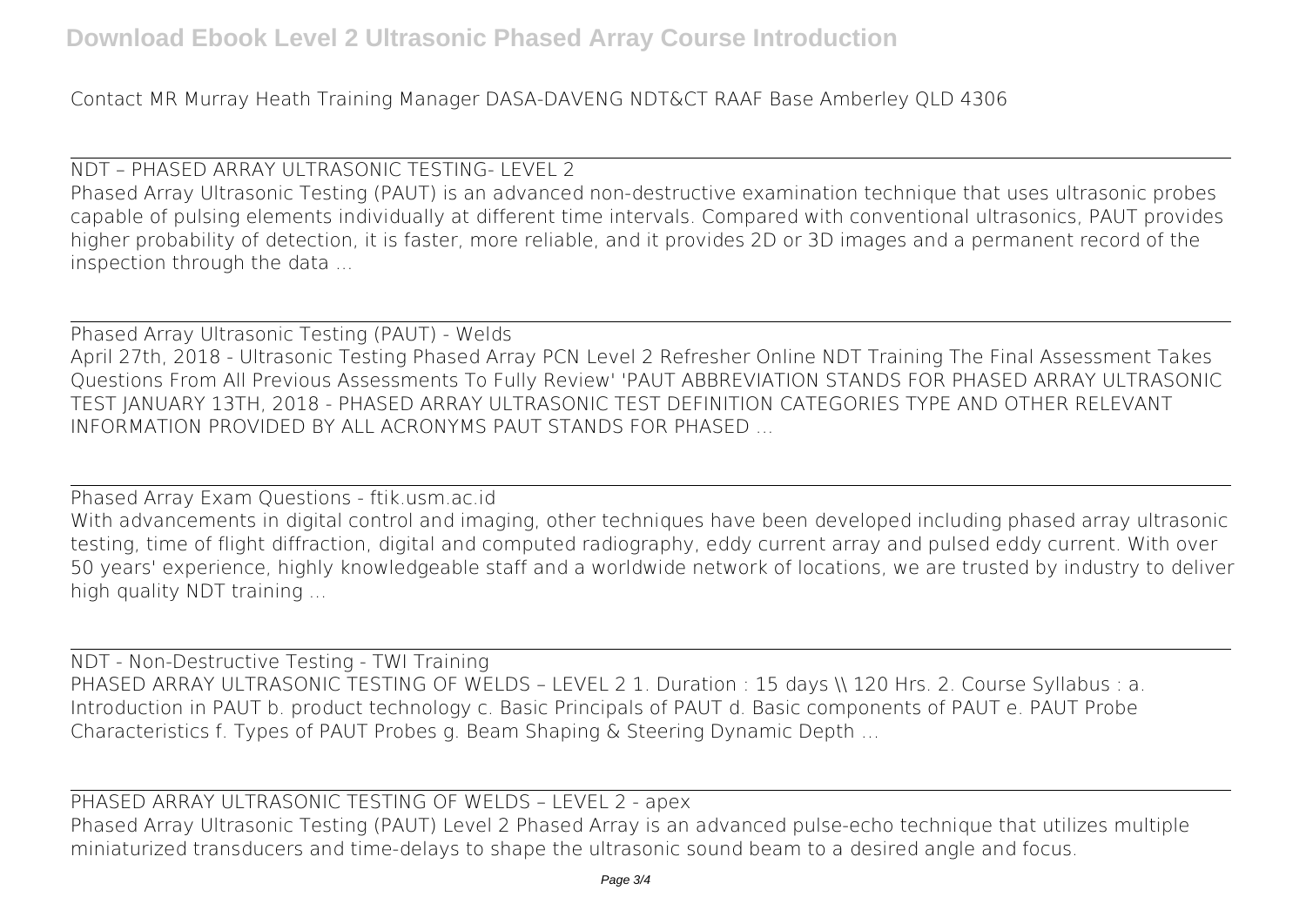Contact MR Murray Heath Training Manager DASA-DAVENG NDT&CT RAAF Base Amberley QLD 4306

## NDT – PHASED ARRAY ULTRASONIC TESTING- LEVEL 2

Phased Array Ultrasonic Testing (PAUT) is an advanced non-destructive examination technique that uses ultrasonic probes capable of pulsing elements individually at different time intervals. Compared with conventional ultrasonics, PAUT provides higher probability of detection, it is faster, more reliable, and it provides 2D or 3D images and a permanent record of the inspection through the data ...

## Phased Array Ultrasonic Testing (PAUT) - Welds

April 27th, 2018 - Ultrasonic Testing Phased Array PCN Level 2 Refresher Online NDT Training The Final Assessment Takes Questions From All Previous Assessments To Fully Review' 'PAUT ABBREVIATION STANDS FOR PHASED ARRAY ULTRASONIC TEST JANUARY 13TH, 2018 - PHASED ARRAY ULTRASONIC TEST DEFINITION CATEGORIES TYPE AND OTHER RELEVANT INFORMATION PROVIDED BY ALL ACRONYMS PAUT STANDS FOR PHASED ...

## Phased Array Exam Questions - ftik.usm.ac.id

With advancements in digital control and imaging, other techniques have been developed including phased array ultrasonic testing, time of flight diffraction, digital and computed radiography, eddy current array and pulsed eddy current. With over 50 years' experience, highly knowledgeable staff and a worldwide network of locations, we are trusted by industry to deliver high quality NDT training ...

## NDT - Non-Destructive Testing - TWI Training

PHASED ARRAY ULTRASONIC TESTING OF WELDS – LEVEL 2 1. Duration : 15 days \\ 120 Hrs. 2. Course Syllabus : a. Introduction in PAUT b. product technology c. Basic Principals of PAUT d. Basic components of PAUT e. PAUT Probe Characteristics f. Types of PAUT Probes g. Beam Shaping & Steering Dynamic Depth ...

## PHASED ARRAY ULTRASONIC TESTING OF WELDS – LEVEL 2 - apex

Phased Array Ultrasonic Testing (PAUT) Level 2 Phased Array is an advanced pulse-echo technique that utilizes multiple miniaturized transducers and time-delays to shape the ultrasonic sound beam to a desired angle and focus.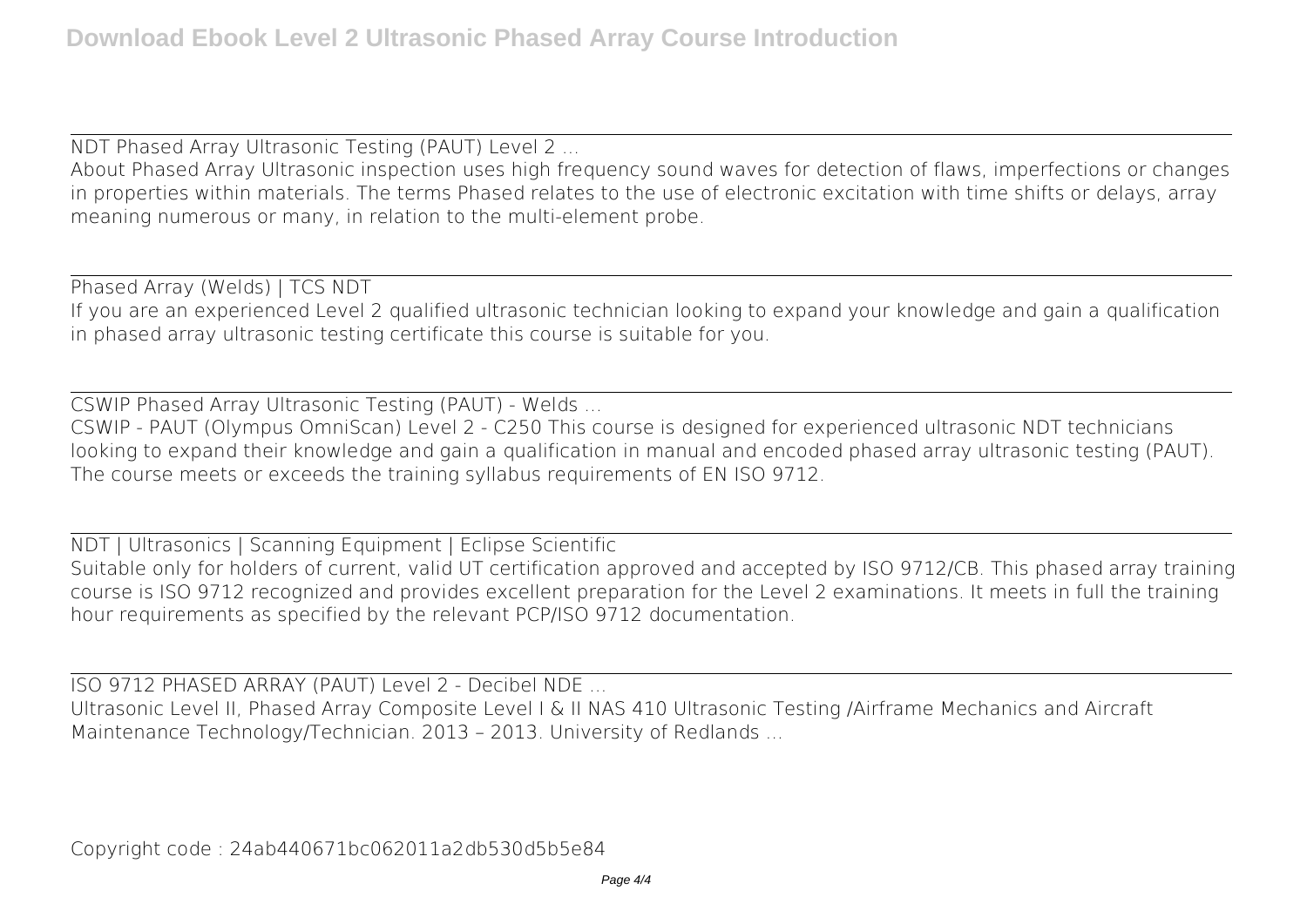NDT Phased Array Ultrasonic Testing (PAUT) Level 2 ...

About Phased Array Ultrasonic inspection uses high frequency sound waves for detection of flaws, imperfections or changes in properties within materials. The terms Phased relates to the use of electronic excitation with time shifts or delays, array meaning numerous or many, in relation to the multi-element probe.

Phased Array (Welds) | TCS NDT

If you are an experienced Level 2 qualified ultrasonic technician looking to expand your knowledge and gain a qualification in phased array ultrasonic testing certificate this course is suitable for you.

CSWIP Phased Array Ultrasonic Testing (PAUT) - Welds ...

CSWIP - PAUT (Olympus OmniScan) Level 2 - C250 This course is designed for experienced ultrasonic NDT technicians looking to expand their knowledge and gain a qualification in manual and encoded phased array ultrasonic testing (PAUT). The course meets or exceeds the training syllabus requirements of EN ISO 9712.

NDT | Ultrasonics | Scanning Equipment | Eclipse Scientific

Suitable only for holders of current, valid UT certification approved and accepted by ISO 9712/CB. This phased array training course is ISO 9712 recognized and provides excellent preparation for the Level 2 examinations. It meets in full the training hour requirements as specified by the relevant PCP/ISO 9712 documentation.

ISO 9712 PHASED ARRAY (PAUT) Level 2 - Decibel NDE ...

Ultrasonic Level II, Phased Array Composite Level I & II NAS 410 Ultrasonic Testing /Airframe Mechanics and Aircraft Maintenance Technology/Technician. 2013 – 2013. University of Redlands ...

Copyright code : 24ab440671bc062011a2db530d5b5e84